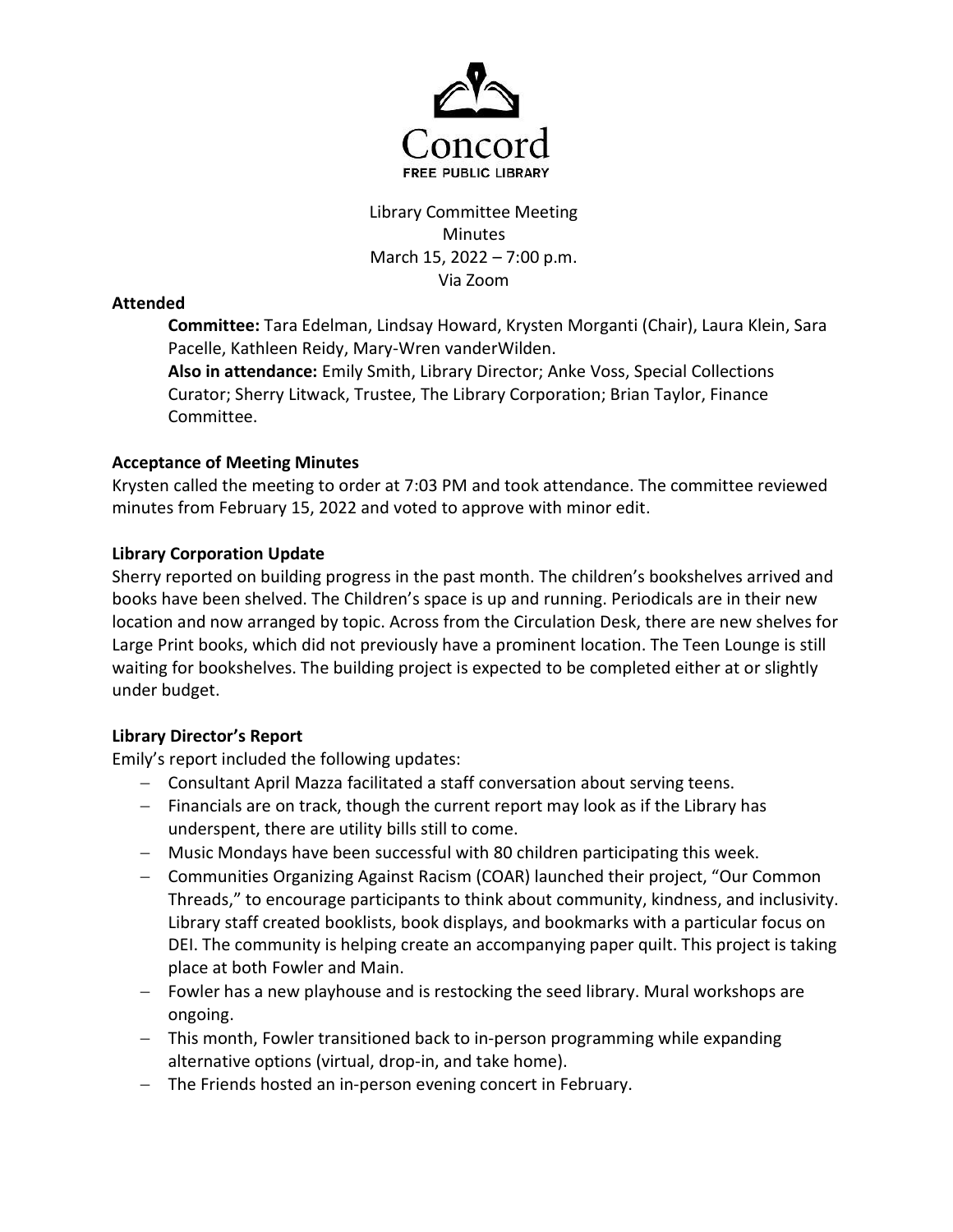Concord

FREE PUBLIC LIBRARY

Library Committee Meeting
Minutes
March 15, 2022 – 7:00 p.m.
Via Zoom

**Attended**

**Committee:** Tara Edelman, Lindsay Howard, Krysten Morganti (Chair), Laura Klein, Sara Pacelle, Kathleen Reidy, Mary-Wren vanderWilden.

**Also in attendance:** Emily Smith, Library Director; Anke Voss, Special Collections Curator; Sherry Litwack, Trustee, The Library Corporation; Brian Taylor, Finance Committee.

**Acceptance of Meeting Minutes**

Krysten called the meeting to order at 7:03 PM and took attendance. The committee reviewed minutes from February 15, 2022 and voted to approve with minor edit.

**Library Corporation Update**

Sherry reported on building progress in the past month. The children's bookshelves arrived and books have been shelved. The Children's space is up and running. Periodicals are in their new location and now arranged by topic. Across from the Circulation Desk, there are new shelves for Large Print books, which did not previously have a prominent location. The Teen Lounge is still waiting for bookshelves. The building project is expected to be completed either at or slightly under budget.

**Library Director's Report**

Emily's report included the following updates:

- Consultant April Mazza facilitated a staff conversation about serving teens.
- Financials are on track, though the current report may look as if the Library has underspent, there are utility bills still to come.
- Music Mondays have been successful with 80 children participating this week.
- Communities Organizing Against Racism (COAR) launched their project, "Our Common Threads," to encourage participants to think about community, kindness, and inclusivity. Library staff created booklists, book displays, and bookmarks with a particular focus on DEI. The community is helping create an accompanying paper quilt. This project is taking place at both Fowler and Main.
- Fowler has a new playhouse and is restocking the seed library. Mural workshops are ongoing.
- This month, Fowler transitioned back to in-person programming while expanding alternative options (virtual, drop-in, and take home).
- The Friends hosted an in-person evening concert in February.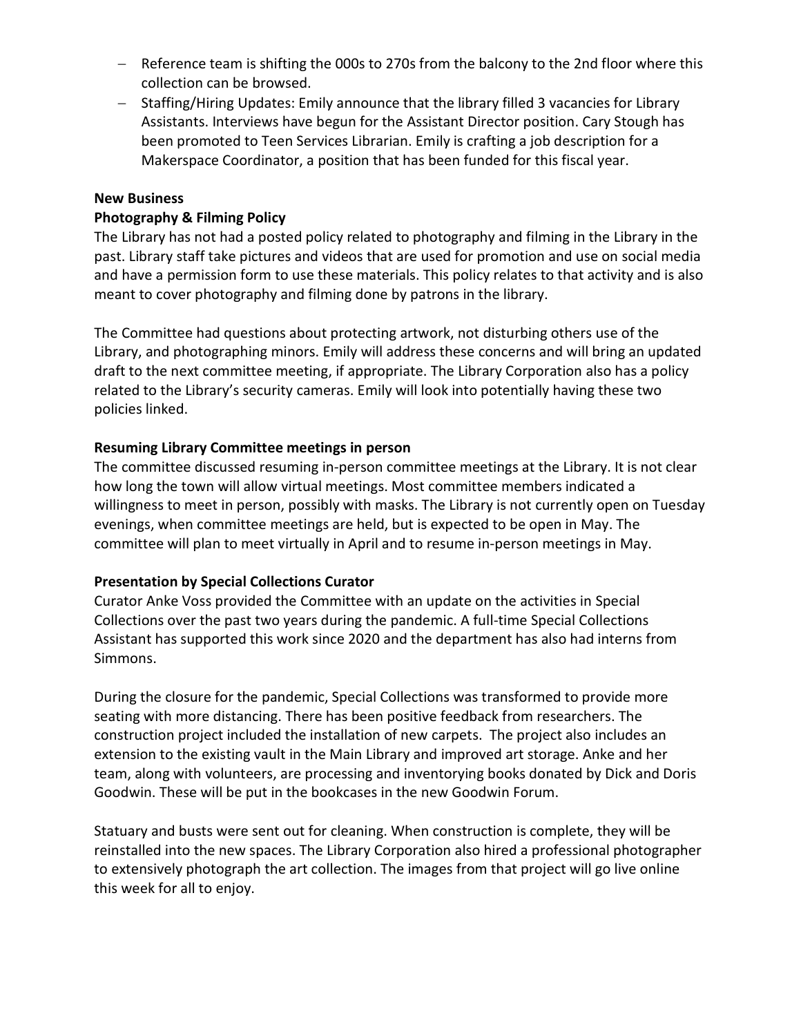- Reference team is shifting the 000s to 270s from the balcony to the 2nd floor where this collection can be browsed.
- Staffing/Hiring Updates: Emily announce that the library filled 3 vacancies for Library Assistants. Interviews have begun for the Assistant Director position. Cary Stough has been promoted to Teen Services Librarian. Emily is crafting a job description for a Makerspace Coordinator, a position that has been funded for this fiscal year.

**New Business**

**Photography & Filming Policy**

The Library has not had a posted policy related to photography and filming in the Library in the past. Library staff take pictures and videos that are used for promotion and use on social media and have a permission form to use these materials. This policy relates to that activity and is also meant to cover photography and filming done by patrons in the library.

The Committee had questions about protecting artwork, not disturbing others use of the Library, and photographing minors. Emily will address these concerns and will bring an updated draft to the next committee meeting, if appropriate. The Library Corporation also has a policy related to the Library's security cameras. Emily will look into potentially having these two policies linked.

**Resuming Library Committee meetings in person**

The committee discussed resuming in-person committee meetings at the Library. It is not clear how long the town will allow virtual meetings. Most committee members indicated a willingness to meet in person, possibly with masks. The Library is not currently open on Tuesday evenings, when committee meetings are held, but is expected to be open in May. The committee will plan to meet virtually in April and to resume in-person meetings in May.

**Presentation by Special Collections Curator**

Curator Anke Voss provided the Committee with an update on the activities in Special Collections over the past two years during the pandemic. A full-time Special Collections Assistant has supported this work since 2020 and the department has also had interns from Simmons.

During the closure for the pandemic, Special Collections was transformed to provide more seating with more distancing. There has been positive feedback from researchers. The construction project included the installation of new carpets. The project also includes an extension to the existing vault in the Main Library and improved art storage. Anke and her team, along with volunteers, are processing and inventorying books donated by Dick and Doris Goodwin. These will be put in the bookcases in the new Goodwin Forum.

Statuary and busts were sent out for cleaning. When construction is complete, they will be reinstalled into the new spaces. The Library Corporation also hired a professional photographer to extensively photograph the art collection. The images from that project will go live online this week for all to enjoy.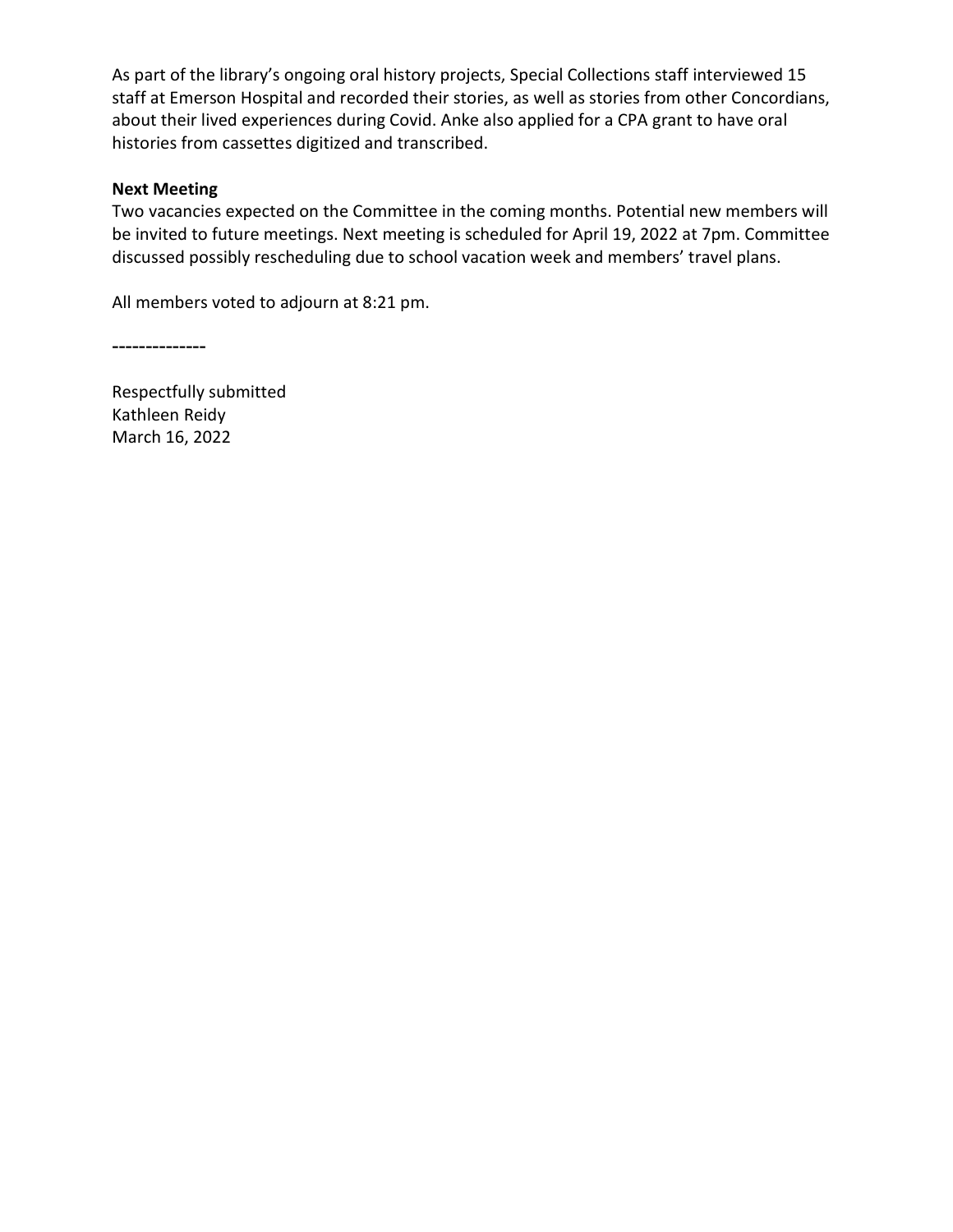As part of the library's ongoing oral history projects, Special Collections staff interviewed 15 staff at Emerson Hospital and recorded their stories, as well as stories from other Concordians, about their lived experiences during Covid. Anke also applied for a CPA grant to have oral histories from cassettes digitized and transcribed.

**Next Meeting**

Two vacancies expected on the Committee in the coming months. Potential new members will be invited to future meetings. Next meeting is scheduled for April 19, 2022 at 7pm. Committee discussed possibly rescheduling due to school vacation week and members' travel plans.

All members voted to adjourn at 8:21 pm.

--------------

Respectfully submitted
Kathleen Reidy
March 16, 2022